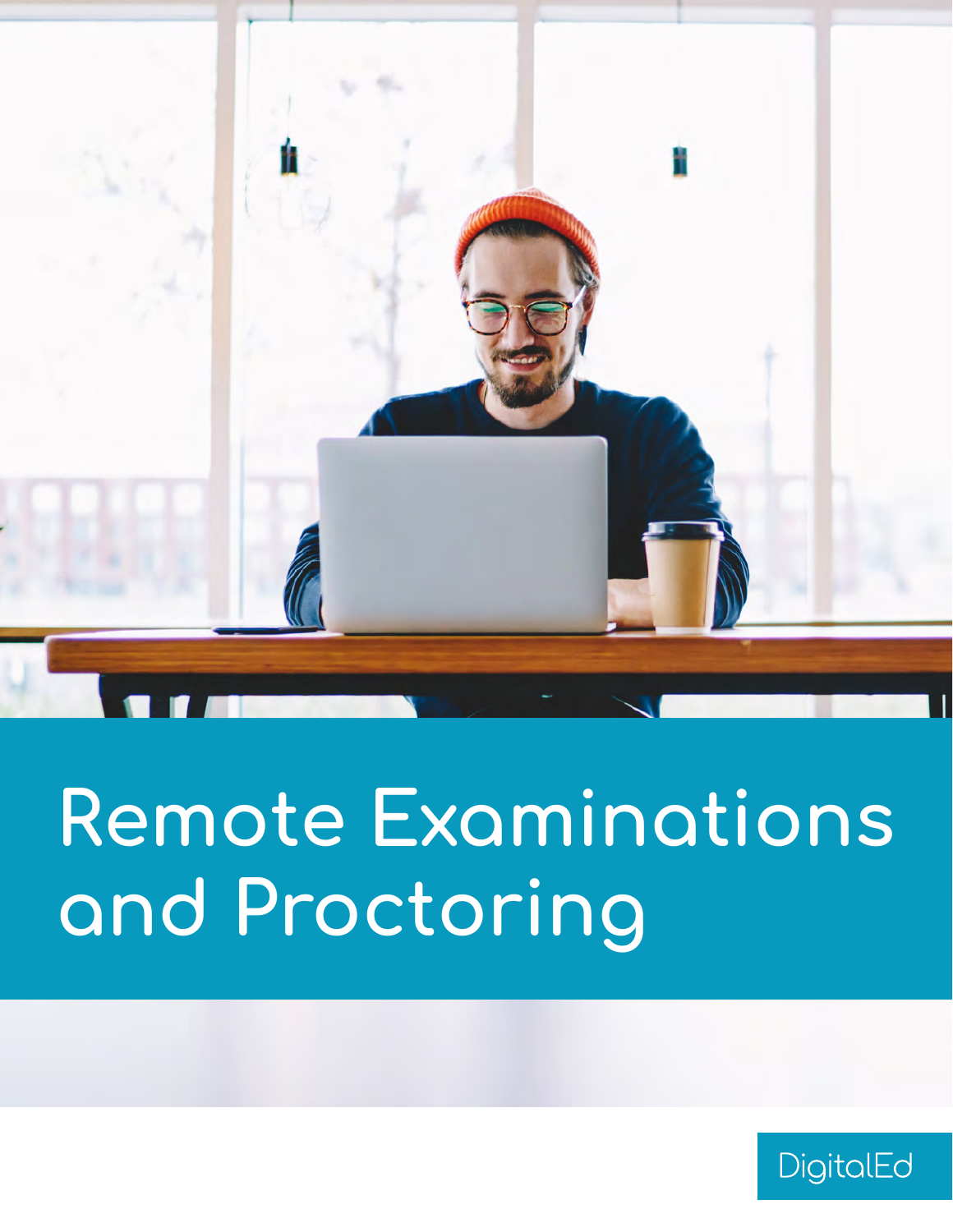# Remote Examinations and Proctoring

DigitalEd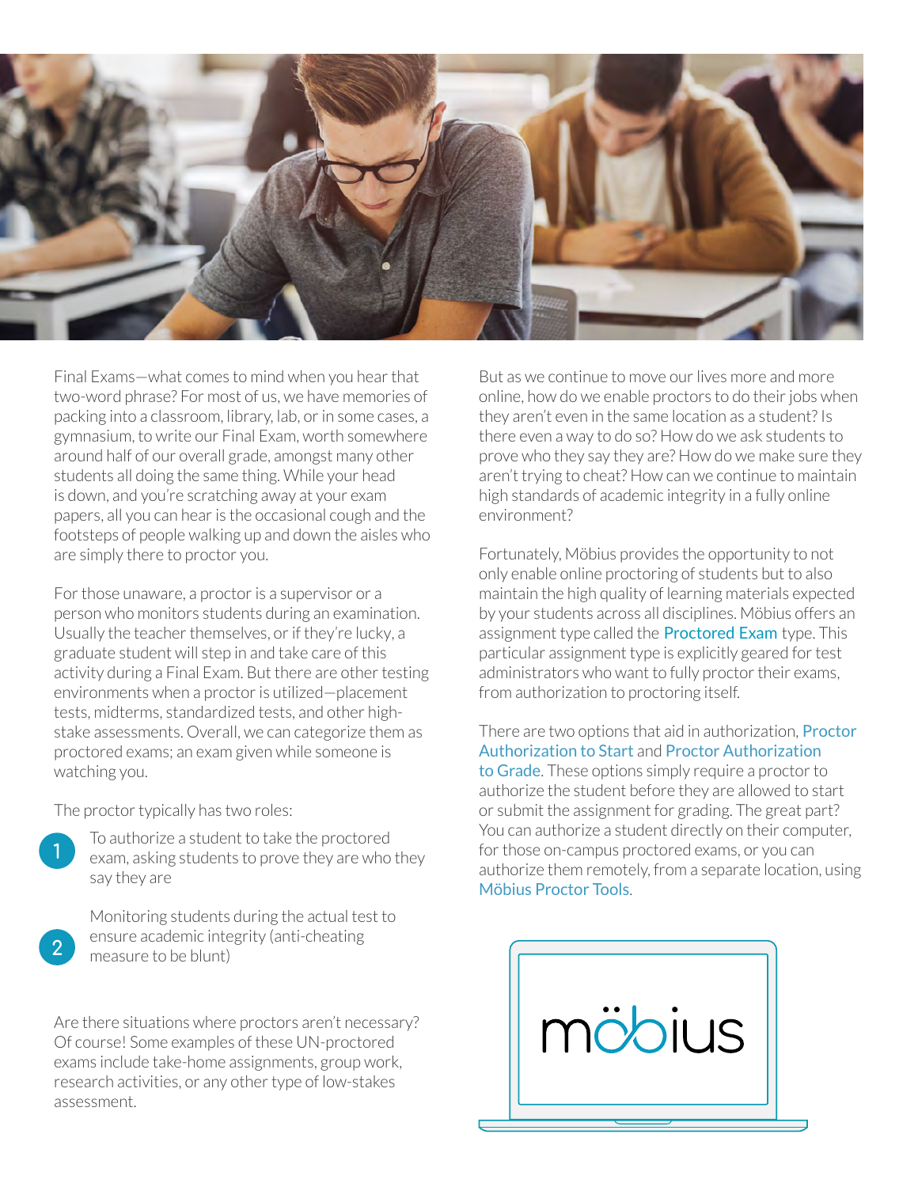Final Exams—what comes to mind when you hear that two-word phrase? For most of us, we have memories of packing into a classroom, library, lab, or in some cases, a gymnasium, to write our Final Exam, worth somewhere around half of our overall grade, amongst many other students all doing the same thing. While your head is down, and you're scratching away at your exam papers, all you can hear is the occasional cough and the footsteps of people walking up and down the aisles who are simply there to proctor you.

For those unaware, a proctor is a supervisor or a person who monitors students during an examination. Usually the teacher themselves, or if they're lucky, a graduate student will step in and take care of this activity during a Final Exam. But there are other testing environments when a proctor is utilized—placement tests, midterms, standardized tests, and other high-stake assessments. Overall, we can categorize them as proctored exams; an exam given while someone is watching you.

The proctor typically has two roles:

1. To authorize a student to take the proctored exam, asking students to prove they are who they say they are
2. Monitoring students during the actual test to ensure academic integrity (anti-cheating measure to be blunt)

Are there situations where proctors aren't necessary? Of course! Some examples of these UN-proctored exams include take-home assignments, group work, research activities, or any other type of low-stakes assessment.

But as we continue to move our lives more and more online, how do we enable proctors to do their jobs when they aren't even in the same location as a student? Is there even a way to do so? How do we ask students to prove who they say they are? How do we make sure they aren't trying to cheat? How can we continue to maintain high standards of academic integrity in a fully online environment?

Fortunately, Möbius provides the opportunity to not only enable online proctoring of students but to also maintain the high quality of learning materials expected by your students across all disciplines. Möbius offers an assignment type called the Proctored Exam type. This particular assignment type is explicitly geared for test administrators who want to fully proctor their exams, from authorization to proctoring itself.

There are two options that aid in authorization, Proctor Authorization to Start and Proctor Authorization to Grade. These options simply require a proctor to authorize the student before they are allowed to start or submit the assignment for grading. The great part? You can authorize a student directly on their computer, for those on-campus proctored exams, or you can authorize them remotely, from a separate location, using Möbius Proctor Tools.

möbius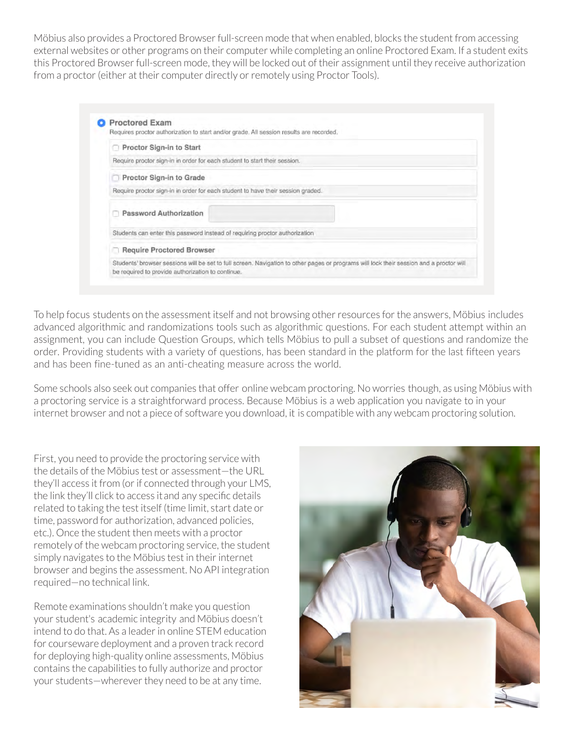Möbius also provides a Proctored Browser full-screen mode that when enabled, blocks the student from accessing external websites or other programs on their computer while completing an online Proctored Exam. If a student exits this Proctored Browser full-screen mode, they will be locked out of their assignment until they receive authorization from a proctor (either at their computer directly or remotely using Proctor Tools).

**Proctored Exam**

Requires proctor authorization to start and/or grade. All session results are recorded.

- [ ] **Proctor Sign-in to Start**

Require proctor sign-in in order for each student to start their session.

- [ ] **Proctor Sign-in to Grade**

Require proctor sign-in in order for each student to have their session graded.

- [ ] **Password Authorization**

Students can enter this password instead of requiring proctor authorization

- [ ] **Require Proctored Browser**

Students' browser sessions will be set to full screen. Navigation to other pages or programs will lock their session and a proctor will be required to provide authorization to continue.

To help focus students on the assessment itself and not browsing other resources for the answers, Möbius includes advanced algorithmic and randomizations tools such as algorithmic questions. For each student attempt within an assignment, you can include Question Groups, which tells Möbius to pull a subset of questions and randomize the order. Providing students with a variety of questions, has been standard in the platform for the last fifteen years and has been fine-tuned as an anti-cheating measure across the world.

Some schools also seek out companies that offer online webcam proctoring. No worries though, as using Möbius with a proctoring service is a straightforward process. Because Möbius is a web application you navigate to in your internet browser and not a piece of software you download, it is compatible with any webcam proctoring solution.

First, you need to provide the proctoring service with the details of the Möbius test or assessment—the URL they'll access it from (or if connected through your LMS, the link they'll click to access it and any specific details related to taking the test itself (time limit, start date or time, password for authorization, advanced policies, etc.). Once the student then meets with a proctor remotely of the webcam proctoring service, the student simply navigates to the Möbius test in their internet browser and begins the assessment. No API integration required—no technical link.

Remote examinations shouldn't make you question your student's academic integrity and Möbius doesn't intend to do that. As a leader in online STEM education for courseware deployment and a proven track record for deploying high-quality online assessments, Möbius contains the capabilities to fully authorize and proctor your students—wherever they need to be at any time.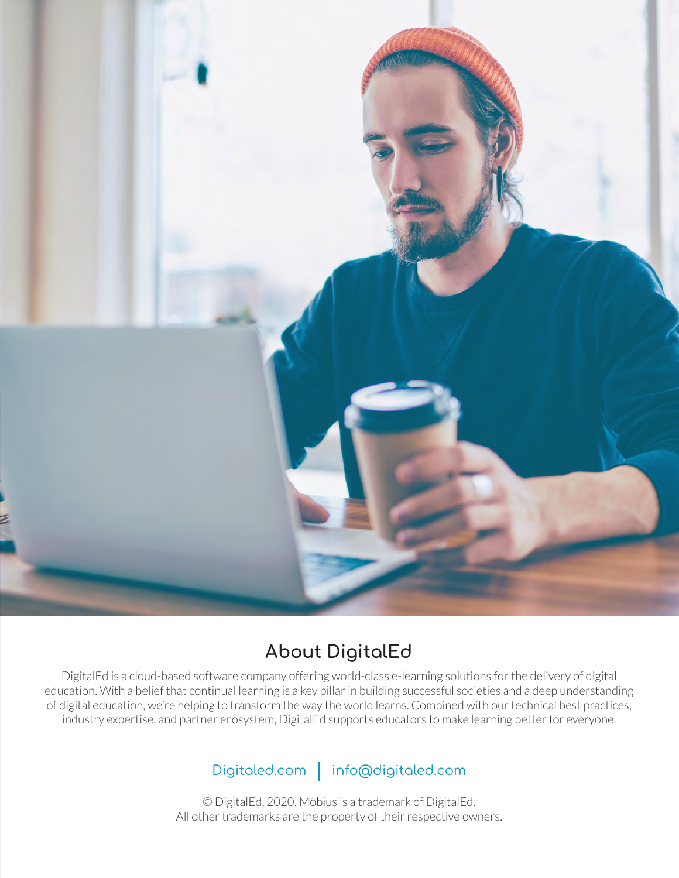## About DigitalEd

DigitalEd is a cloud-based software company offering world-class e-learning solutions for the delivery of digital education. With a belief that continual learning is a key pillar in building successful societies and a deep understanding of digital education, we're helping to transform the way the world learns. Combined with our technical best practices, industry expertise, and partner ecosystem, DigitalEd supports educators to make learning better for everyone.

Digitaled.com | info@digitaled.com

© DigitalEd, 2020. Möbius is a trademark of DigitalEd.
All other trademarks are the property of their respective owners.